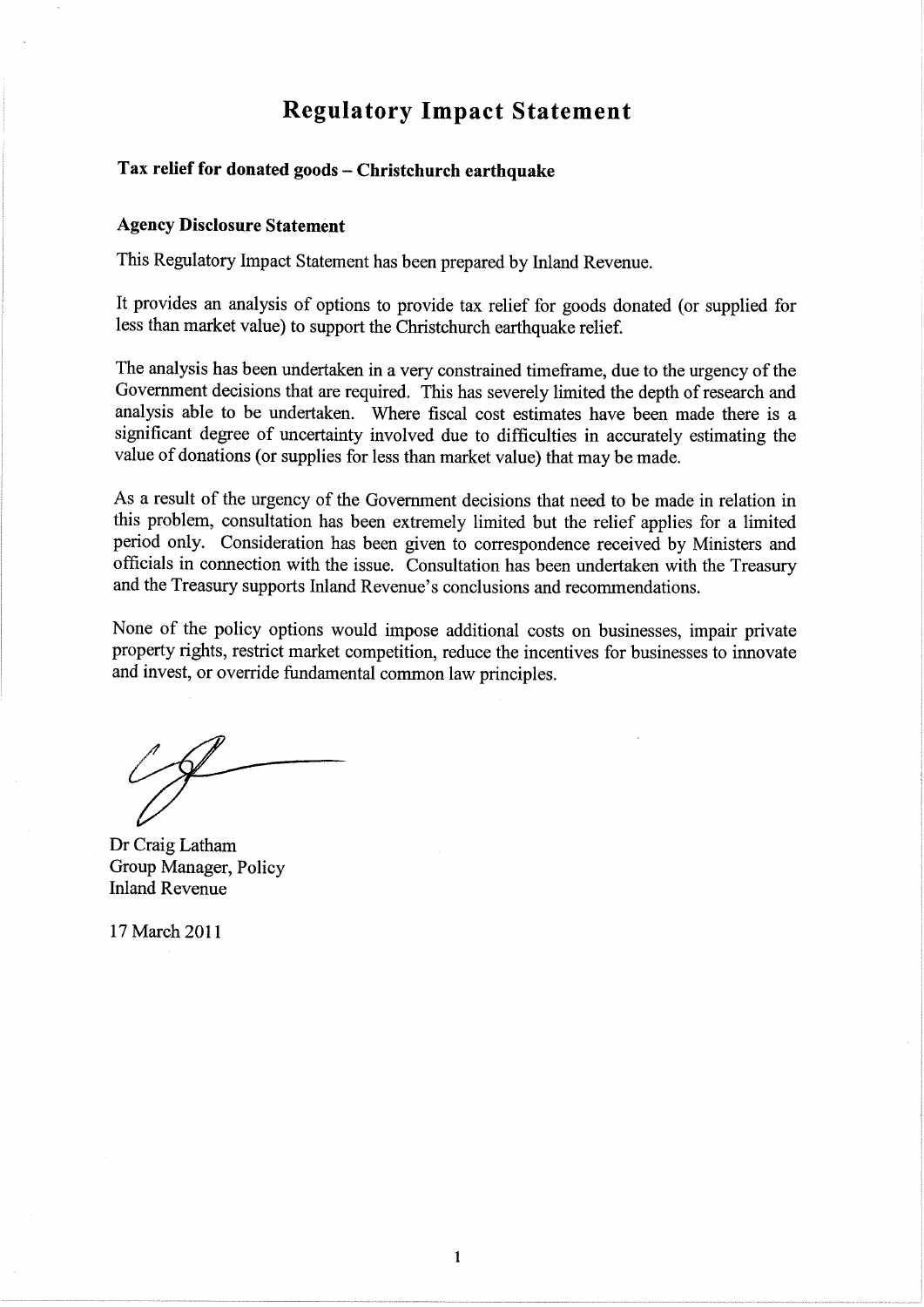# Regulatory Impact Statement

## Tax relief for donated goods – Christchurch earthquake

### Agency Disclosure Statement

This Regulatory Impact Statement has been prepared by Inland Revenue.

It provides an analysis of options to provide tax relief for goods donated (or supplied for less than market value) to support the Christchurch earthquake relief.

The analysis has been undertaken in a very constrained timeframe, due to the urgency of the Government decisions that are required. This has severely limited the depth of research and analysis able to be undertaken. Where fiscal cost estimates have been made there is a significant degree of uncertainty involved due to difficulties in accurately estimating the value of donations (or supplies for less than market value) that may be made.

As a result of the urgency of the Government decisions that need to be made in relation in this problem, consultation has been extremely limited but the relief applies for a limited period only. Consideration has been given to correspondence received by Ministers and officials in connection with the issue. Consultation has been undertaken with the Treasury and the Treasury supports Inland Revenue's conclusions and recommendations.

None of the policy options would impose additional costs on businesses, impair private property rights, restrict market competition, reduce the incentives for businesses to innovate and invest, or override fundamental common law principles.

Dr Craig Latham
Group Manager, Policy
Inland Revenue

17 March 2011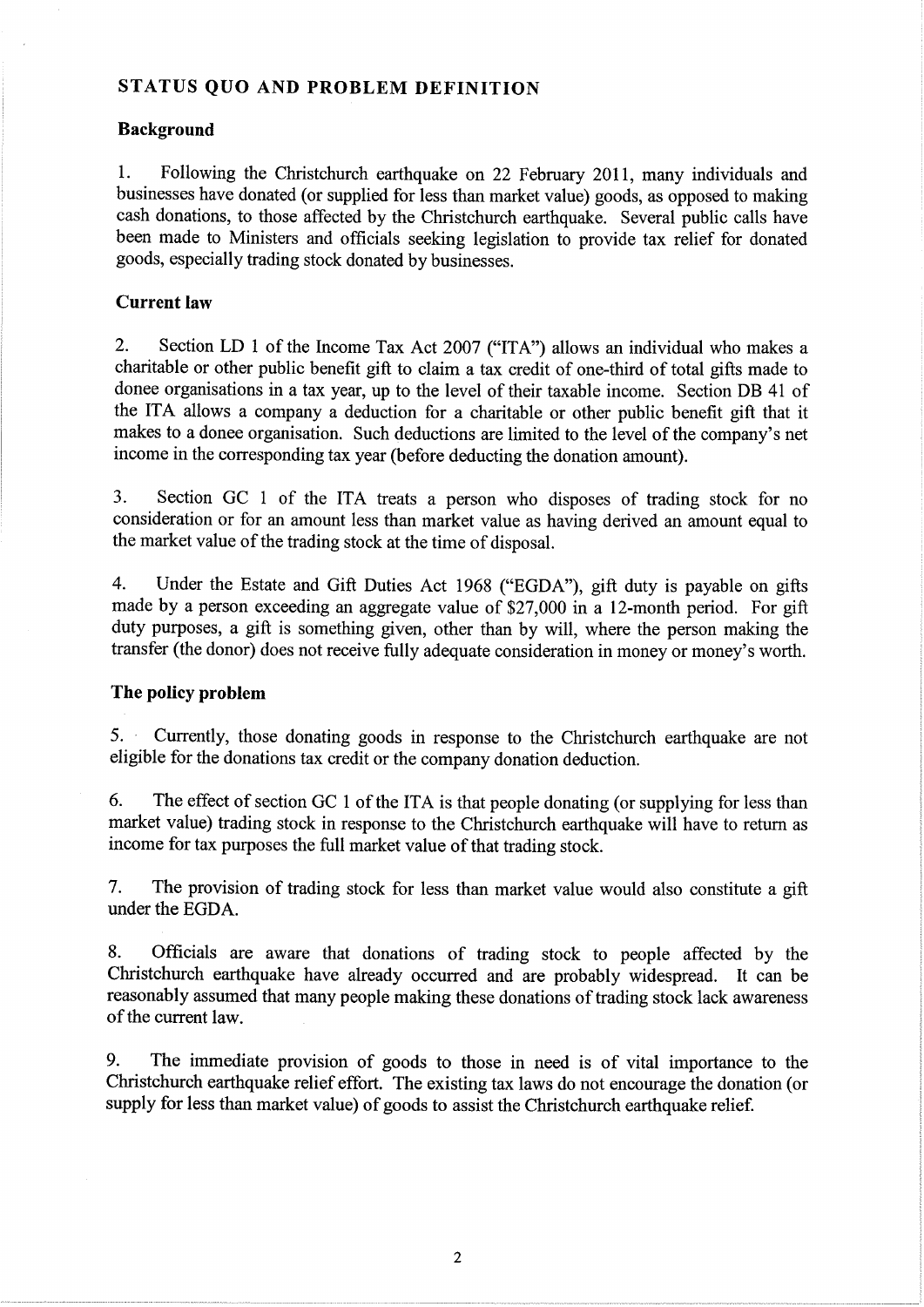## STATUS QUO AND PROBLEM DEFINITION

### Background

1. Following the Christchurch earthquake on 22 February 2011, many individuals and businesses have donated (or supplied for less than market value) goods, as opposed to making cash donations, to those affected by the Christchurch earthquake. Several public calls have been made to Ministers and officials seeking legislation to provide tax relief for donated goods, especially trading stock donated by businesses.

### Current law

2. Section LD 1 of the Income Tax Act 2007 ("ITA") allows an individual who makes a charitable or other public benefit gift to claim a tax credit of one-third of total gifts made to donee organisations in a tax year, up to the level of their taxable income. Section DB 41 of the ITA allows a company a deduction for a charitable or other public benefit gift that it makes to a donee organisation. Such deductions are limited to the level of the company's net income in the corresponding tax year (before deducting the donation amount).

3. Section GC 1 of the ITA treats a person who disposes of trading stock for no consideration or for an amount less than market value as having derived an amount equal to the market value of the trading stock at the time of disposal.

4. Under the Estate and Gift Duties Act 1968 ("EGDA"), gift duty is payable on gifts made by a person exceeding an aggregate value of $27,000 in a 12-month period. For gift duty purposes, a gift is something given, other than by will, where the person making the transfer (the donor) does not receive fully adequate consideration in money or money's worth.

### The policy problem

5. Currently, those donating goods in response to the Christchurch earthquake are not eligible for the donations tax credit or the company donation deduction.

6. The effect of section GC 1 of the ITA is that people donating (or supplying for less than market value) trading stock in response to the Christchurch earthquake will have to return as income for tax purposes the full market value of that trading stock.

7. The provision of trading stock for less than market value would also constitute a gift under the EGDA.

8. Officials are aware that donations of trading stock to people affected by the Christchurch earthquake have already occurred and are probably widespread. It can be reasonably assumed that many people making these donations of trading stock lack awareness of the current law.

9. The immediate provision of goods to those in need is of vital importance to the Christchurch earthquake relief effort. The existing tax laws do not encourage the donation (or supply for less than market value) of goods to assist the Christchurch earthquake relief.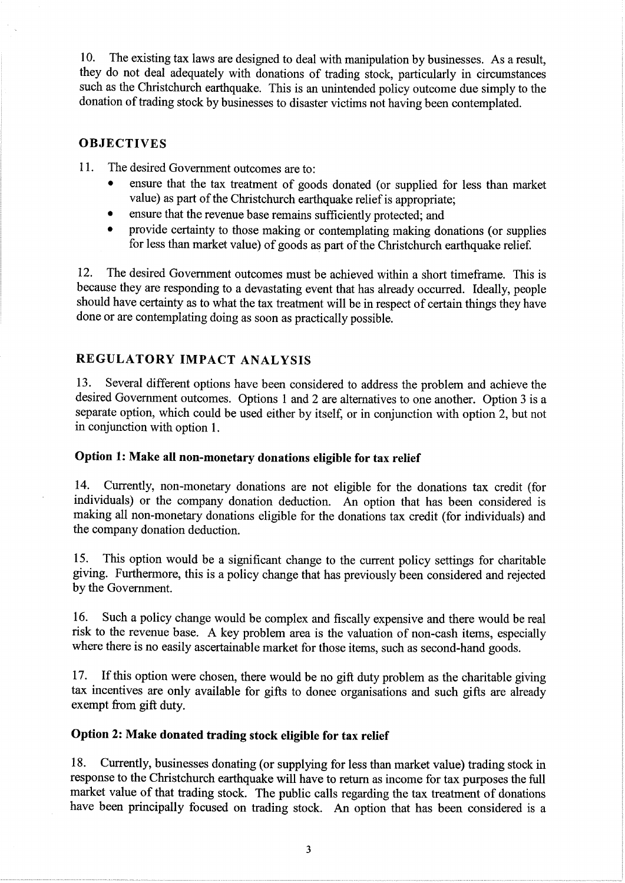10. The existing tax laws are designed to deal with manipulation by businesses. As a result, they do not deal adequately with donations of trading stock, particularly in circumstances such as the Christchurch earthquake. This is an unintended policy outcome due simply to the donation of trading stock by businesses to disaster victims not having been contemplated.

## OBJECTIVES

11. The desired Government outcomes are to:
    - ensure that the tax treatment of goods donated (or supplied for less than market value) as part of the Christchurch earthquake relief is appropriate;
    - ensure that the revenue base remains sufficiently protected; and
    - provide certainty to those making or contemplating making donations (or supplies for less than market value) of goods as part of the Christchurch earthquake relief.

12. The desired Government outcomes must be achieved within a short timeframe. This is because they are responding to a devastating event that has already occurred. Ideally, people should have certainty as to what the tax treatment will be in respect of certain things they have done or are contemplating doing as soon as practically possible.

## REGULATORY IMPACT ANALYSIS

13. Several different options have been considered to address the problem and achieve the desired Government outcomes. Options 1 and 2 are alternatives to one another. Option 3 is a separate option, which could be used either by itself, or in conjunction with option 2, but not in conjunction with option 1.

### Option 1: Make all non-monetary donations eligible for tax relief

14. Currently, non-monetary donations are not eligible for the donations tax credit (for individuals) or the company donation deduction. An option that has been considered is making all non-monetary donations eligible for the donations tax credit (for individuals) and the company donation deduction.

15. This option would be a significant change to the current policy settings for charitable giving. Furthermore, this is a policy change that has previously been considered and rejected by the Government.

16. Such a policy change would be complex and fiscally expensive and there would be real risk to the revenue base. A key problem area is the valuation of non-cash items, especially where there is no easily ascertainable market for those items, such as second-hand goods.

17. If this option were chosen, there would be no gift duty problem as the charitable giving tax incentives are only available for gifts to donee organisations and such gifts are already exempt from gift duty.

### Option 2: Make donated trading stock eligible for tax relief

18. Currently, businesses donating (or supplying for less than market value) trading stock in response to the Christchurch earthquake will have to return as income for tax purposes the full market value of that trading stock. The public calls regarding the tax treatment of donations have been principally focused on trading stock. An option that has been considered is a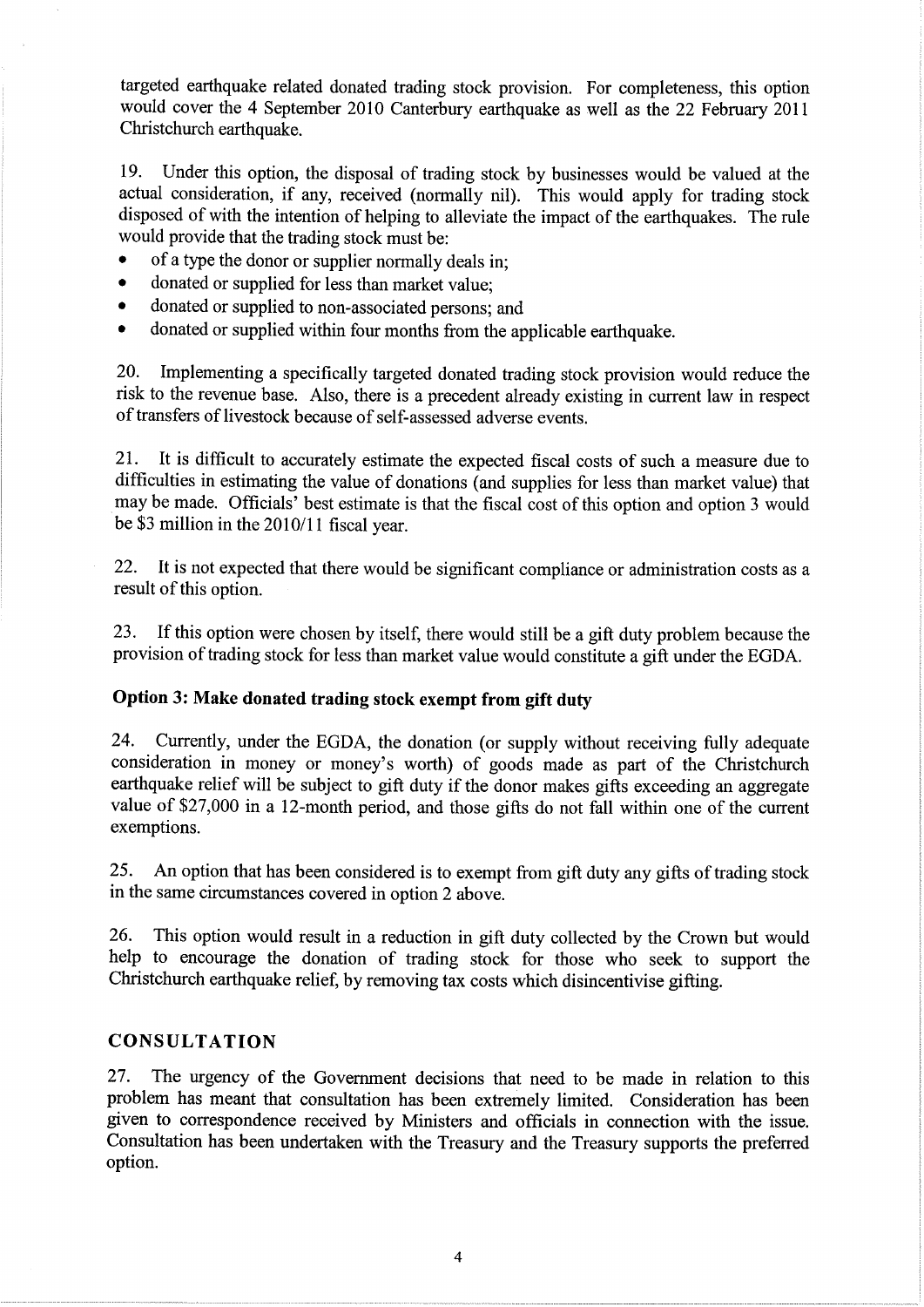targeted earthquake related donated trading stock provision. For completeness, this option would cover the 4 September 2010 Canterbury earthquake as well as the 22 February 2011 Christchurch earthquake.

19. Under this option, the disposal of trading stock by businesses would be valued at the actual consideration, if any, received (normally nil). This would apply for trading stock disposed of with the intention of helping to alleviate the impact of the earthquakes. The rule would provide that the trading stock must be:

- of a type the donor or supplier normally deals in;
- donated or supplied for less than market value;
- donated or supplied to non-associated persons; and
- donated or supplied within four months from the applicable earthquake.

20. Implementing a specifically targeted donated trading stock provision would reduce the risk to the revenue base. Also, there is a precedent already existing in current law in respect of transfers of livestock because of self-assessed adverse events.

21. It is difficult to accurately estimate the expected fiscal costs of such a measure due to difficulties in estimating the value of donations (and supplies for less than market value) that may be made. Officials' best estimate is that the fiscal cost of this option and option 3 would be $3 million in the 2010/11 fiscal year.

22. It is not expected that there would be significant compliance or administration costs as a result of this option.

23. If this option were chosen by itself, there would still be a gift duty problem because the provision of trading stock for less than market value would constitute a gift under the EGDA.

### Option 3: Make donated trading stock exempt from gift duty

24. Currently, under the EGDA, the donation (or supply without receiving fully adequate consideration in money or money's worth) of goods made as part of the Christchurch earthquake relief will be subject to gift duty if the donor makes gifts exceeding an aggregate value of $27,000 in a 12-month period, and those gifts do not fall within one of the current exemptions.

25. An option that has been considered is to exempt from gift duty any gifts of trading stock in the same circumstances covered in option 2 above.

26. This option would result in a reduction in gift duty collected by the Crown but would help to encourage the donation of trading stock for those who seek to support the Christchurch earthquake relief, by removing tax costs which disincentivise gifting.

## CONSULTATION

27. The urgency of the Government decisions that need to be made in relation to this problem has meant that consultation has been extremely limited. Consideration has been given to correspondence received by Ministers and officials in connection with the issue. Consultation has been undertaken with the Treasury and the Treasury supports the preferred option.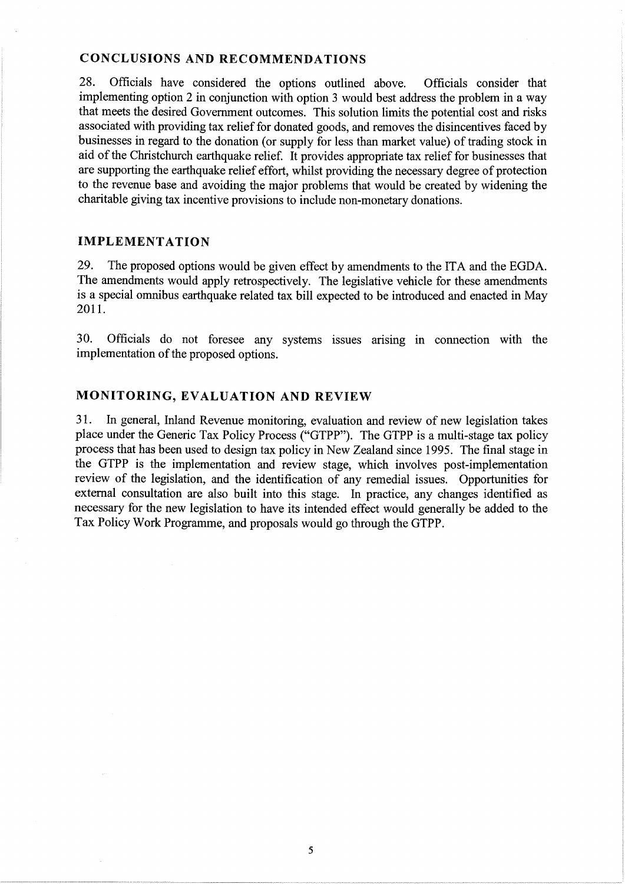## CONCLUSIONS AND RECOMMENDATIONS

28. Officials have considered the options outlined above. Officials consider that implementing option 2 in conjunction with option 3 would best address the problem in a way that meets the desired Government outcomes. This solution limits the potential cost and risks associated with providing tax relief for donated goods, and removes the disincentives faced by businesses in regard to the donation (or supply for less than market value) of trading stock in aid of the Christchurch earthquake relief. It provides appropriate tax relief for businesses that are supporting the earthquake relief effort, whilst providing the necessary degree of protection to the revenue base and avoiding the major problems that would be created by widening the charitable giving tax incentive provisions to include non-monetary donations.

## IMPLEMENTATION

29. The proposed options would be given effect by amendments to the ITA and the EGDA. The amendments would apply retrospectively. The legislative vehicle for these amendments is a special omnibus earthquake related tax bill expected to be introduced and enacted in May 2011.

30. Officials do not foresee any systems issues arising in connection with the implementation of the proposed options.

## MONITORING, EVALUATION AND REVIEW

31. In general, Inland Revenue monitoring, evaluation and review of new legislation takes place under the Generic Tax Policy Process ("GTPP"). The GTPP is a multi-stage tax policy process that has been used to design tax policy in New Zealand since 1995. The final stage in the GTPP is the implementation and review stage, which involves post-implementation review of the legislation, and the identification of any remedial issues. Opportunities for external consultation are also built into this stage. In practice, any changes identified as necessary for the new legislation to have its intended effect would generally be added to the Tax Policy Work Programme, and proposals would go through the GTPP.